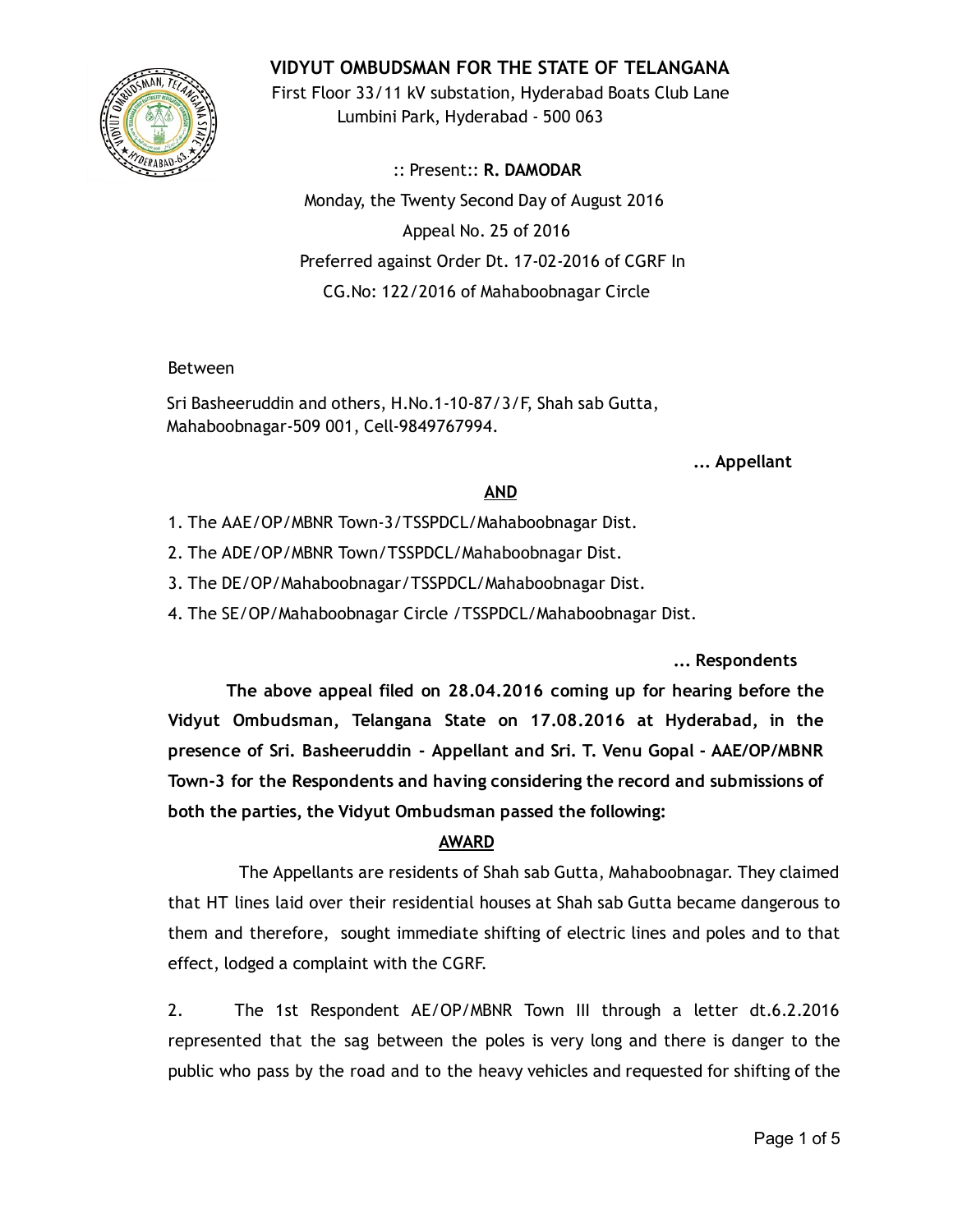# VIDYUT OMBUDSMAN FOR THE STATE OF TELANGANA

First Floor 33/11 kV substation, Hyderabad Boats Club Lane
Lumbini Park, Hyderabad - 500 063

:: Present:: **R. DAMODAR**

Monday, the Twenty Second Day of August 2016

Appeal No. 25 of 2016

Preferred against Order Dt. 17-02-2016 of CGRF In
CG.No: 122/2016 of Mahaboobnagar Circle

Between

Sri Basheeruddin and others, H.No.1-10-87/3/F, Shah sab Gutta, Mahaboobnagar-509 001, Cell-9849767994.

**... Appellant**

**AND**

1. The AAE/OP/MBNR Town-3/TSSPDCL/Mahaboobnagar Dist.
2. The ADE/OP/MBNR Town/TSSPDCL/Mahaboobnagar Dist.
3. The DE/OP/Mahaboobnagar/TSSPDCL/Mahaboobnagar Dist.
4. The SE/OP/Mahaboobnagar Circle /TSSPDCL/Mahaboobnagar Dist.

**... Respondents**

**The above appeal filed on 28.04.2016 coming up for hearing before the Vidyut Ombudsman, Telangana State on 17.08.2016 at Hyderabad, in the presence of Sri. Basheeruddin - Appellant and Sri. T. Venu Gopal - AAE/OP/MBNR Town-3 for the Respondents and having considering the record and submissions of both the parties, the Vidyut Ombudsman passed the following:**

**AWARD**

The Appellants are residents of Shah sab Gutta, Mahaboobnagar. They claimed that HT lines laid over their residential houses at Shah sab Gutta became dangerous to them and therefore, sought immediate shifting of electric lines and poles and to that effect, lodged a complaint with the CGRF.

2. The 1st Respondent AE/OP/MBNR Town III through a letter dt.6.2.2016 represented that the sag between the poles is very long and there is danger to the public who pass by the road and to the heavy vehicles and requested for shifting of the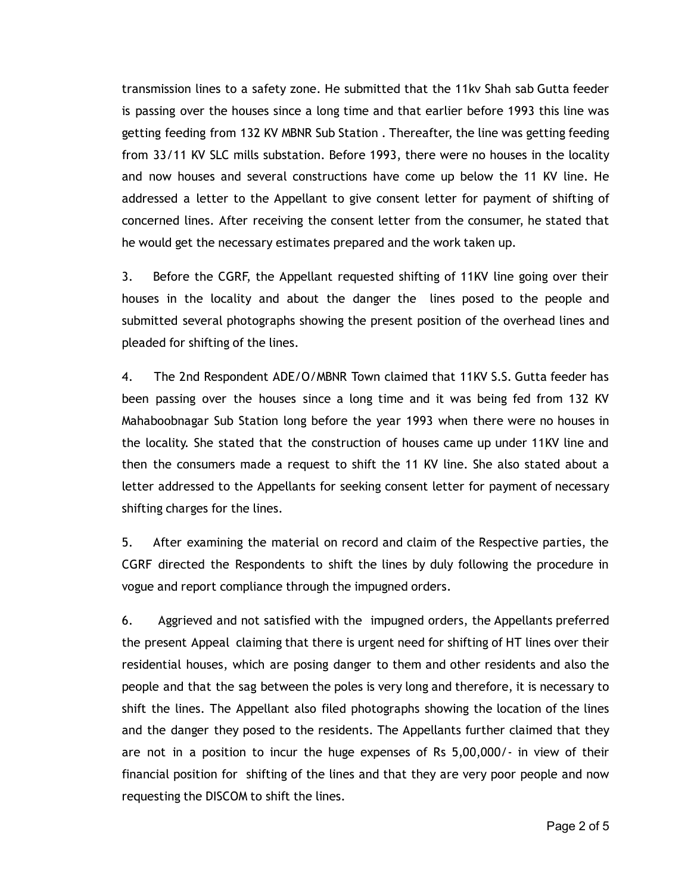transmission lines to a safety zone. He submitted that the 11kv Shah sab Gutta feeder is passing over the houses since a long time and that earlier before 1993 this line was getting feeding from 132 KV MBNR Sub Station . Thereafter, the line was getting feeding from 33/11 KV SLC mills substation. Before 1993, there were no houses in the locality and now houses and several constructions have come up below the 11 KV line. He addressed a letter to the Appellant to give consent letter for payment of shifting of concerned lines. After receiving the consent letter from the consumer, he stated that he would get the necessary estimates prepared and the work taken up.

3. Before the CGRF, the Appellant requested shifting of 11KV line going over their houses in the locality and about the danger the lines posed to the people and submitted several photographs showing the present position of the overhead lines and pleaded for shifting of the lines.

4. The 2nd Respondent ADE/O/MBNR Town claimed that 11KV S.S. Gutta feeder has been passing over the houses since a long time and it was being fed from 132 KV Mahaboobnagar Sub Station long before the year 1993 when there were no houses in the locality. She stated that the construction of houses came up under 11KV line and then the consumers made a request to shift the 11 KV line. She also stated about a letter addressed to the Appellants for seeking consent letter for payment of necessary shifting charges for the lines.

5. After examining the material on record and claim of the Respective parties, the CGRF directed the Respondents to shift the lines by duly following the procedure in vogue and report compliance through the impugned orders.

6. Aggrieved and not satisfied with the impugned orders, the Appellants preferred the present Appeal claiming that there is urgent need for shifting of HT lines over their residential houses, which are posing danger to them and other residents and also the people and that the sag between the poles is very long and therefore, it is necessary to shift the lines. The Appellant also filed photographs showing the location of the lines and the danger they posed to the residents. The Appellants further claimed that they are not in a position to incur the huge expenses of Rs 5,00,000/- in view of their financial position for shifting of the lines and that they are very poor people and now requesting the DISCOM to shift the lines.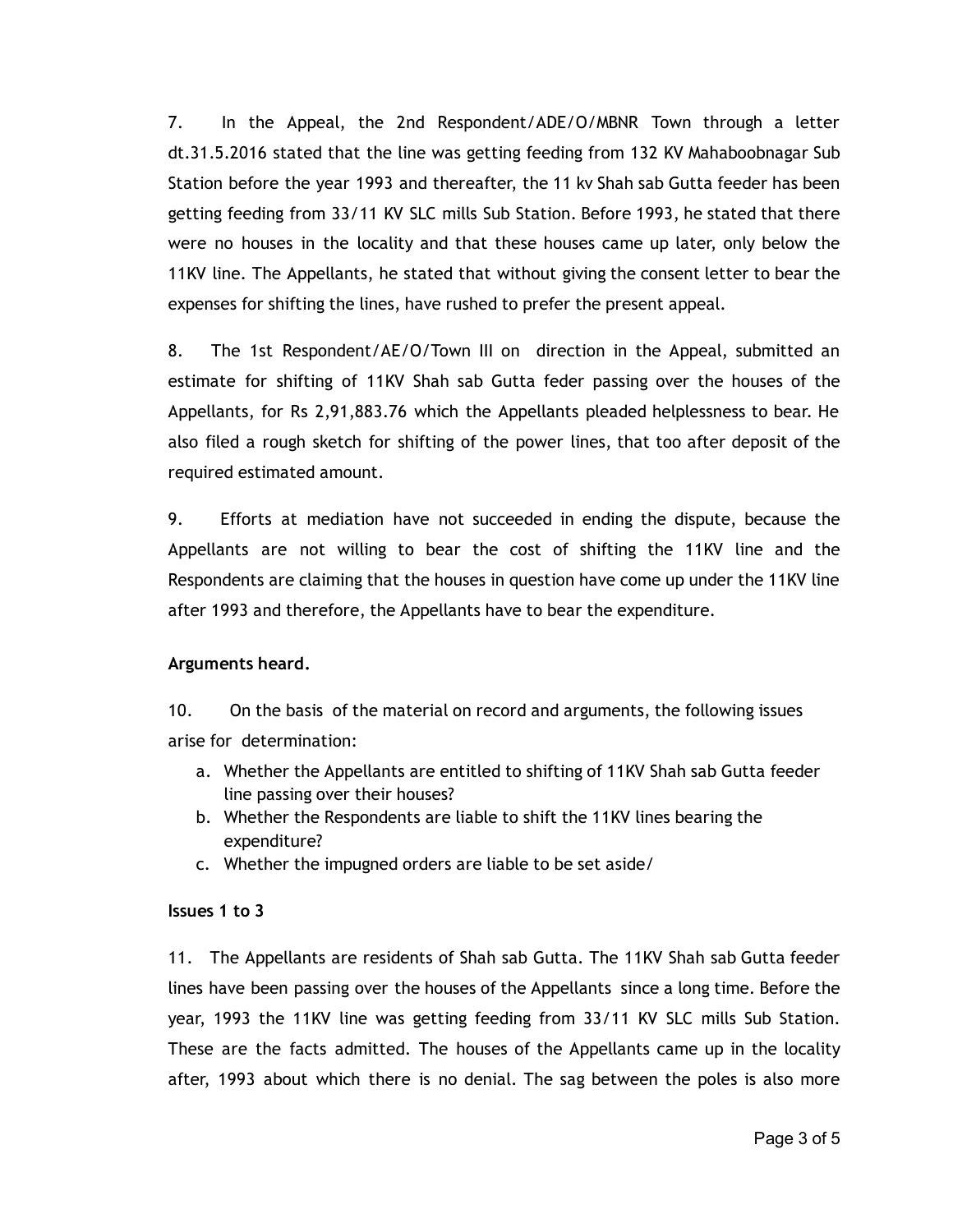7. In the Appeal, the 2nd Respondent/ADE/O/MBNR Town through a letter dt.31.5.2016 stated that the line was getting feeding from 132 KV Mahaboobnagar Sub Station before the year 1993 and thereafter, the 11 kv Shah sab Gutta feeder has been getting feeding from 33/11 KV SLC mills Sub Station. Before 1993, he stated that there were no houses in the locality and that these houses came up later, only below the 11KV line. The Appellants, he stated that without giving the consent letter to bear the expenses for shifting the lines, have rushed to prefer the present appeal.

8. The 1st Respondent/AE/O/Town III on direction in the Appeal, submitted an estimate for shifting of 11KV Shah sab Gutta feder passing over the houses of the Appellants, for Rs 2,91,883.76 which the Appellants pleaded helplessness to bear. He also filed a rough sketch for shifting of the power lines, that too after deposit of the required estimated amount.

9. Efforts at mediation have not succeeded in ending the dispute, because the Appellants are not willing to bear the cost of shifting the 11KV line and the Respondents are claiming that the houses in question have come up under the 11KV line after 1993 and therefore, the Appellants have to bear the expenditure.

**Arguments heard.**

10. On the basis of the material on record and arguments, the following issues arise for determination:

a. Whether the Appellants are entitled to shifting of 11KV Shah sab Gutta feeder line passing over their houses?
b. Whether the Respondents are liable to shift the 11KV lines bearing the expenditure?
c. Whether the impugned orders are liable to be set aside/

**Issues 1 to 3**

11. The Appellants are residents of Shah sab Gutta. The 11KV Shah sab Gutta feeder lines have been passing over the houses of the Appellants since a long time. Before the year, 1993 the 11KV line was getting feeding from 33/11 KV SLC mills Sub Station. These are the facts admitted. The houses of the Appellants came up in the locality after, 1993 about which there is no denial. The sag between the poles is also more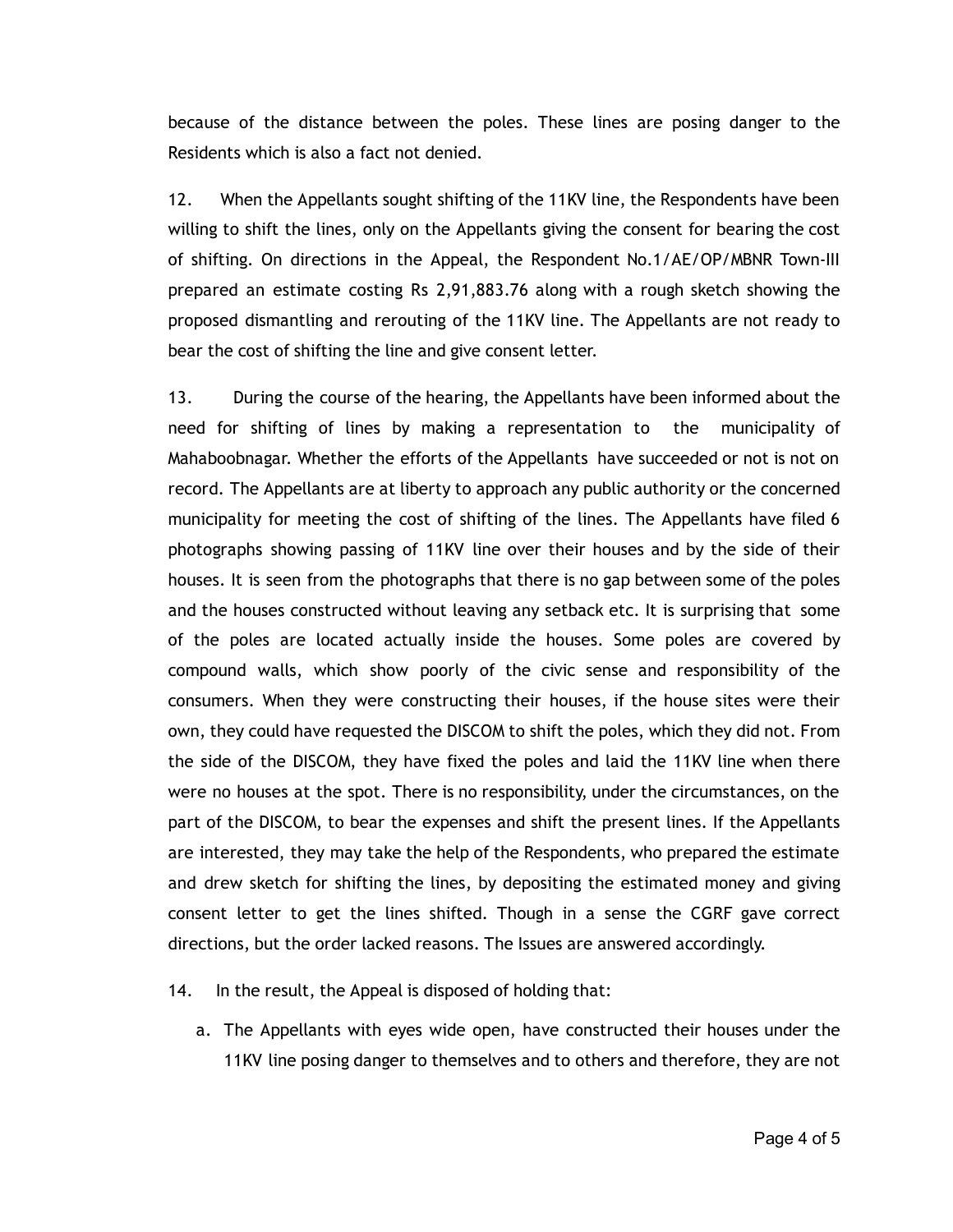because of the distance between the poles. These lines are posing danger to the Residents which is also a fact not denied.

12. When the Appellants sought shifting of the 11KV line, the Respondents have been willing to shift the lines, only on the Appellants giving the consent for bearing the cost of shifting. On directions in the Appeal, the Respondent No.1/AE/OP/MBNR Town-III prepared an estimate costing Rs 2,91,883.76 along with a rough sketch showing the proposed dismantling and rerouting of the 11KV line. The Appellants are not ready to bear the cost of shifting the line and give consent letter.

13. During the course of the hearing, the Appellants have been informed about the need for shifting of lines by making a representation to the municipality of Mahaboobnagar. Whether the efforts of the Appellants have succeeded or not is not on record. The Appellants are at liberty to approach any public authority or the concerned municipality for meeting the cost of shifting of the lines. The Appellants have filed 6 photographs showing passing of 11KV line over their houses and by the side of their houses. It is seen from the photographs that there is no gap between some of the poles and the houses constructed without leaving any setback etc. It is surprising that some of the poles are located actually inside the houses. Some poles are covered by compound walls, which show poorly of the civic sense and responsibility of the consumers. When they were constructing their houses, if the house sites were their own, they could have requested the DISCOM to shift the poles, which they did not. From the side of the DISCOM, they have fixed the poles and laid the 11KV line when there were no houses at the spot. There is no responsibility, under the circumstances, on the part of the DISCOM, to bear the expenses and shift the present lines. If the Appellants are interested, they may take the help of the Respondents, who prepared the estimate and drew sketch for shifting the lines, by depositing the estimated money and giving consent letter to get the lines shifted. Though in a sense the CGRF gave correct directions, but the order lacked reasons. The Issues are answered accordingly.

14. In the result, the Appeal is disposed of holding that:

a. The Appellants with eyes wide open, have constructed their houses under the 11KV line posing danger to themselves and to others and therefore, they are not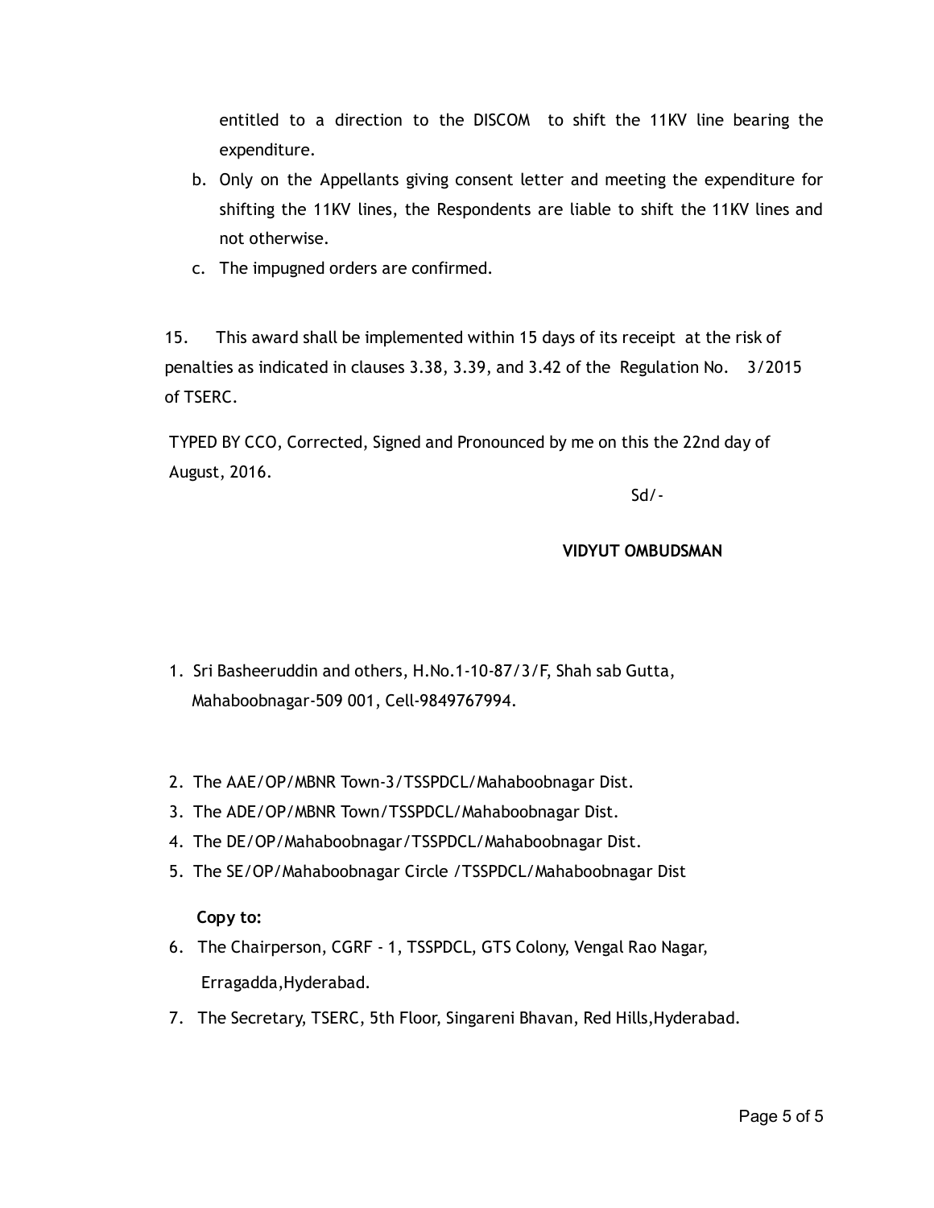entitled to a direction to the DISCOM to shift the 11KV line bearing the expenditure.

b. Only on the Appellants giving consent letter and meeting the expenditure for shifting the 11KV lines, the Respondents are liable to shift the 11KV lines and not otherwise.
c. The impugned orders are confirmed.

15. This award shall be implemented within 15 days of its receipt at the risk of penalties as indicated in clauses 3.38, 3.39, and 3.42 of the Regulation No. 3/2015 of TSERC.

TYPED BY CCO, Corrected, Signed and Pronounced by me on this the 22nd day of August, 2016.

Sd/-

**VIDYUT OMBUDSMAN**

1. Sri Basheeruddin and others, H.No.1-10-87/3/F, Shah sab Gutta, Mahaboobnagar-509 001, Cell-9849767994.

2. The AAE/OP/MBNR Town-3/TSSPDCL/Mahaboobnagar Dist.
3. The ADE/OP/MBNR Town/TSSPDCL/Mahaboobnagar Dist.
4. The DE/OP/Mahaboobnagar/TSSPDCL/Mahaboobnagar Dist.
5. The SE/OP/Mahaboobnagar Circle /TSSPDCL/Mahaboobnagar Dist

**Copy to:**

6. The Chairperson, CGRF - 1, TSSPDCL, GTS Colony, Vengal Rao Nagar, Erragadda,Hyderabad.
7. The Secretary, TSERC, 5th Floor, Singareni Bhavan, Red Hills,Hyderabad.